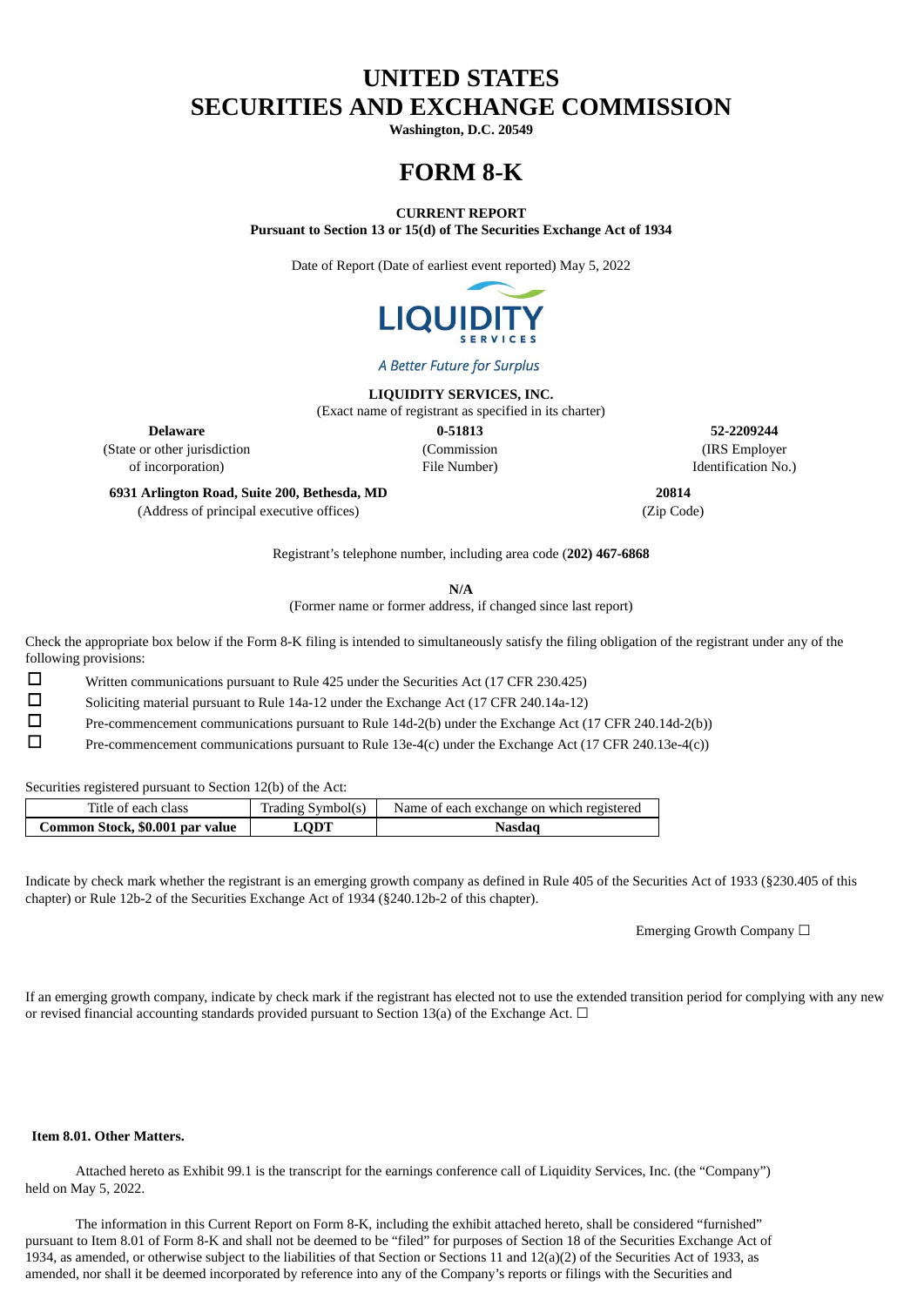# UNITED STATES
# SECURITIES AND EXCHANGE COMMISSION

**Washington, D.C. 20549**

# FORM 8-K

**CURRENT REPORT**
**Pursuant to Section 13 or 15(d) of The Securities Exchange Act of 1934**

Date of Report (Date of earliest event reported) May 5, 2022

LIQUIDITY SERVICES

*A Better Future for Surplus*

**LIQUIDITY SERVICES, INC.**
(Exact name of registrant as specified in its charter)

| **Delaware** | **0-51813** | **52-2209244** |
|---|---|---|
| (State or other jurisdiction of incorporation) | (Commission File Number) | (IRS Employer Identification No.) |

| **6931 Arlington Road, Suite 200, Bethesda, MD** | **20814** |
|---|---|
| (Address of principal executive offices) | (Zip Code) |

Registrant's telephone number, including area code (**202) 467-6868**

**N/A**
(Former name or former address, if changed since last report)

Check the appropriate box below if the Form 8-K filing is intended to simultaneously satisfy the filing obligation of the registrant under any of the following provisions:

☐ Written communications pursuant to Rule 425 under the Securities Act (17 CFR 230.425)

☐ Soliciting material pursuant to Rule 14a-12 under the Exchange Act (17 CFR 240.14a-12)

☐ Pre-commencement communications pursuant to Rule 14d-2(b) under the Exchange Act (17 CFR 240.14d-2(b))

☐ Pre-commencement communications pursuant to Rule 13e-4(c) under the Exchange Act (17 CFR 240.13e-4(c))

Securities registered pursuant to Section 12(b) of the Act:

| Title of each class | Trading Symbol(s) | Name of each exchange on which registered |
|---|---|---|
| **Common Stock, $0.001 par value** | **LQDT** | **Nasdaq** |

Indicate by check mark whether the registrant is an emerging growth company as defined in Rule 405 of the Securities Act of 1933 (§230.405 of this chapter) or Rule 12b-2 of the Securities Exchange Act of 1934 (§240.12b-2 of this chapter).

Emerging Growth Company ☐

If an emerging growth company, indicate by check mark if the registrant has elected not to use the extended transition period for complying with any new or revised financial accounting standards provided pursuant to Section 13(a) of the Exchange Act. ☐

**Item 8.01. Other Matters.**

Attached hereto as Exhibit 99.1 is the transcript for the earnings conference call of Liquidity Services, Inc. (the "Company") held on May 5, 2022.

The information in this Current Report on Form 8-K, including the exhibit attached hereto, shall be considered "furnished" pursuant to Item 8.01 of Form 8-K and shall not be deemed to be "filed" for purposes of Section 18 of the Securities Exchange Act of 1934, as amended, or otherwise subject to the liabilities of that Section or Sections 11 and 12(a)(2) of the Securities Act of 1933, as amended, nor shall it be deemed incorporated by reference into any of the Company's reports or filings with the Securities and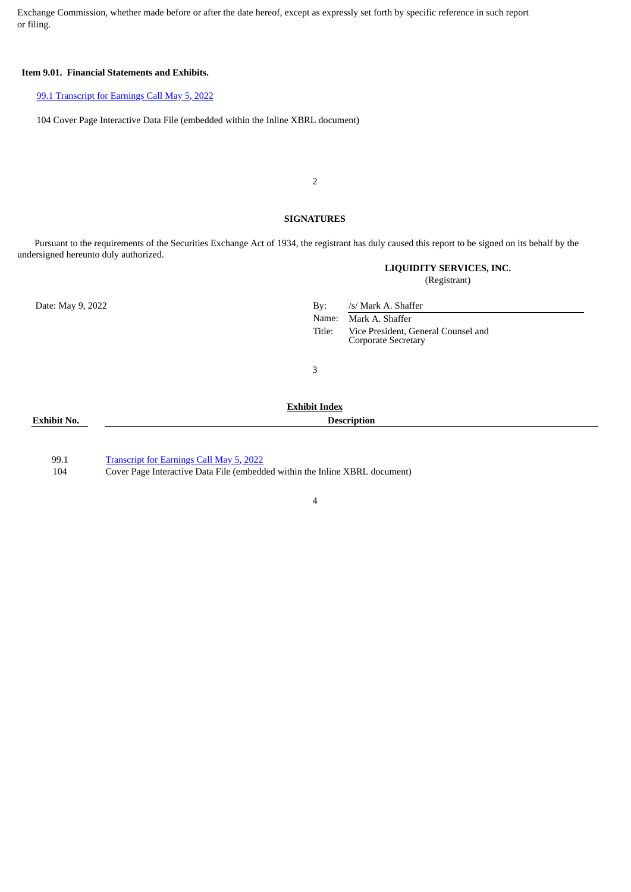Exchange Commission, whether made before or after the date hereof, except as expressly set forth by specific reference in such report or filing.

**Item 9.01. Financial Statements and Exhibits.**

99.1 Transcript for Earnings Call May 5, 2022

104 Cover Page Interactive Data File (embedded within the Inline XBRL document)

## SIGNATURES

Pursuant to the requirements of the Securities Exchange Act of 1934, the registrant has duly caused this report to be signed on its behalf by the undersigned hereunto duly authorized.

**LIQUIDITY SERVICES, INC.**
(Registrant)

Date: May 9, 2022

By: /s/ Mark A. Shaffer
Name: Mark A. Shaffer
Title: Vice President, General Counsel and Corporate Secretary

**Exhibit Index**

| Exhibit No. | Description |
| --- | --- |
| 99.1 | Transcript for Earnings Call May 5, 2022 |
| 104 | Cover Page Interactive Data File (embedded within the Inline XBRL document) |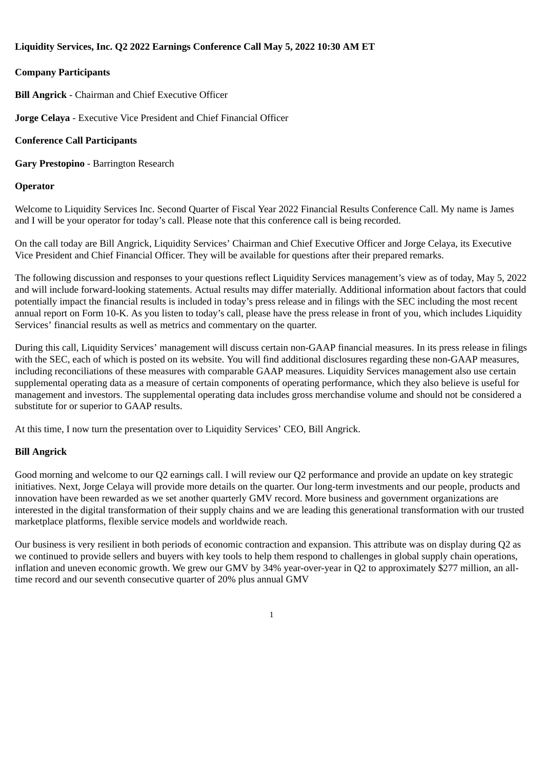**Liquidity Services, Inc. Q2 2022 Earnings Conference Call May 5, 2022 10:30 AM ET**

**Company Participants**

**Bill Angrick** - Chairman and Chief Executive Officer

**Jorge Celaya** - Executive Vice President and Chief Financial Officer

**Conference Call Participants**

**Gary Prestopino** - Barrington Research

**Operator**

Welcome to Liquidity Services Inc. Second Quarter of Fiscal Year 2022 Financial Results Conference Call. My name is James and I will be your operator for today's call. Please note that this conference call is being recorded.

On the call today are Bill Angrick, Liquidity Services' Chairman and Chief Executive Officer and Jorge Celaya, its Executive Vice President and Chief Financial Officer. They will be available for questions after their prepared remarks.

The following discussion and responses to your questions reflect Liquidity Services management's view as of today, May 5, 2022 and will include forward-looking statements. Actual results may differ materially. Additional information about factors that could potentially impact the financial results is included in today's press release and in filings with the SEC including the most recent annual report on Form 10-K. As you listen to today's call, please have the press release in front of you, which includes Liquidity Services' financial results as well as metrics and commentary on the quarter.

During this call, Liquidity Services' management will discuss certain non-GAAP financial measures. In its press release in filings with the SEC, each of which is posted on its website. You will find additional disclosures regarding these non-GAAP measures, including reconciliations of these measures with comparable GAAP measures. Liquidity Services management also use certain supplemental operating data as a measure of certain components of operating performance, which they also believe is useful for management and investors. The supplemental operating data includes gross merchandise volume and should not be considered a substitute for or superior to GAAP results.

At this time, I now turn the presentation over to Liquidity Services' CEO, Bill Angrick.

**Bill Angrick**

Good morning and welcome to our Q2 earnings call. I will review our Q2 performance and provide an update on key strategic initiatives. Next, Jorge Celaya will provide more details on the quarter. Our long-term investments and our people, products and innovation have been rewarded as we set another quarterly GMV record. More business and government organizations are interested in the digital transformation of their supply chains and we are leading this generational transformation with our trusted marketplace platforms, flexible service models and worldwide reach.

Our business is very resilient in both periods of economic contraction and expansion. This attribute was on display during Q2 as we continued to provide sellers and buyers with key tools to help them respond to challenges in global supply chain operations, inflation and uneven economic growth. We grew our GMV by 34% year-over-year in Q2 to approximately $277 million, an all-time record and our seventh consecutive quarter of 20% plus annual GMV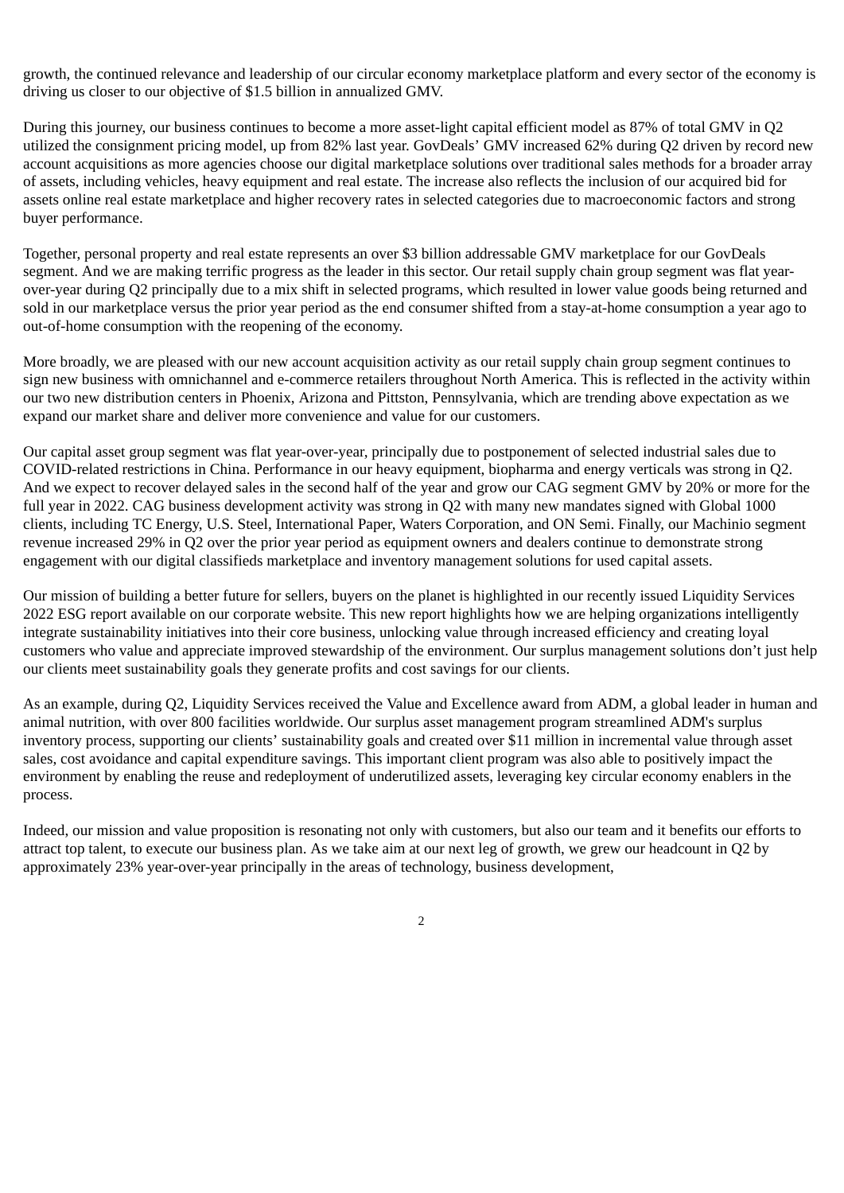growth, the continued relevance and leadership of our circular economy marketplace platform and every sector of the economy is driving us closer to our objective of $1.5 billion in annualized GMV.

During this journey, our business continues to become a more asset-light capital efficient model as 87% of total GMV in Q2 utilized the consignment pricing model, up from 82% last year. GovDeals' GMV increased 62% during Q2 driven by record new account acquisitions as more agencies choose our digital marketplace solutions over traditional sales methods for a broader array of assets, including vehicles, heavy equipment and real estate. The increase also reflects the inclusion of our acquired bid for assets online real estate marketplace and higher recovery rates in selected categories due to macroeconomic factors and strong buyer performance.

Together, personal property and real estate represents an over $3 billion addressable GMV marketplace for our GovDeals segment. And we are making terrific progress as the leader in this sector. Our retail supply chain group segment was flat year-over-year during Q2 principally due to a mix shift in selected programs, which resulted in lower value goods being returned and sold in our marketplace versus the prior year period as the end consumer shifted from a stay-at-home consumption a year ago to out-of-home consumption with the reopening of the economy.

More broadly, we are pleased with our new account acquisition activity as our retail supply chain group segment continues to sign new business with omnichannel and e-commerce retailers throughout North America. This is reflected in the activity within our two new distribution centers in Phoenix, Arizona and Pittston, Pennsylvania, which are trending above expectation as we expand our market share and deliver more convenience and value for our customers.

Our capital asset group segment was flat year-over-year, principally due to postponement of selected industrial sales due to COVID-related restrictions in China. Performance in our heavy equipment, biopharma and energy verticals was strong in Q2. And we expect to recover delayed sales in the second half of the year and grow our CAG segment GMV by 20% or more for the full year in 2022. CAG business development activity was strong in Q2 with many new mandates signed with Global 1000 clients, including TC Energy, U.S. Steel, International Paper, Waters Corporation, and ON Semi. Finally, our Machinio segment revenue increased 29% in Q2 over the prior year period as equipment owners and dealers continue to demonstrate strong engagement with our digital classifieds marketplace and inventory management solutions for used capital assets.

Our mission of building a better future for sellers, buyers on the planet is highlighted in our recently issued Liquidity Services 2022 ESG report available on our corporate website. This new report highlights how we are helping organizations intelligently integrate sustainability initiatives into their core business, unlocking value through increased efficiency and creating loyal customers who value and appreciate improved stewardship of the environment. Our surplus management solutions don't just help our clients meet sustainability goals they generate profits and cost savings for our clients.

As an example, during Q2, Liquidity Services received the Value and Excellence award from ADM, a global leader in human and animal nutrition, with over 800 facilities worldwide. Our surplus asset management program streamlined ADM's surplus inventory process, supporting our clients' sustainability goals and created over $11 million in incremental value through asset sales, cost avoidance and capital expenditure savings. This important client program was also able to positively impact the environment by enabling the reuse and redeployment of underutilized assets, leveraging key circular economy enablers in the process.

Indeed, our mission and value proposition is resonating not only with customers, but also our team and it benefits our efforts to attract top talent, to execute our business plan. As we take aim at our next leg of growth, we grew our headcount in Q2 by approximately 23% year-over-year principally in the areas of technology, business development,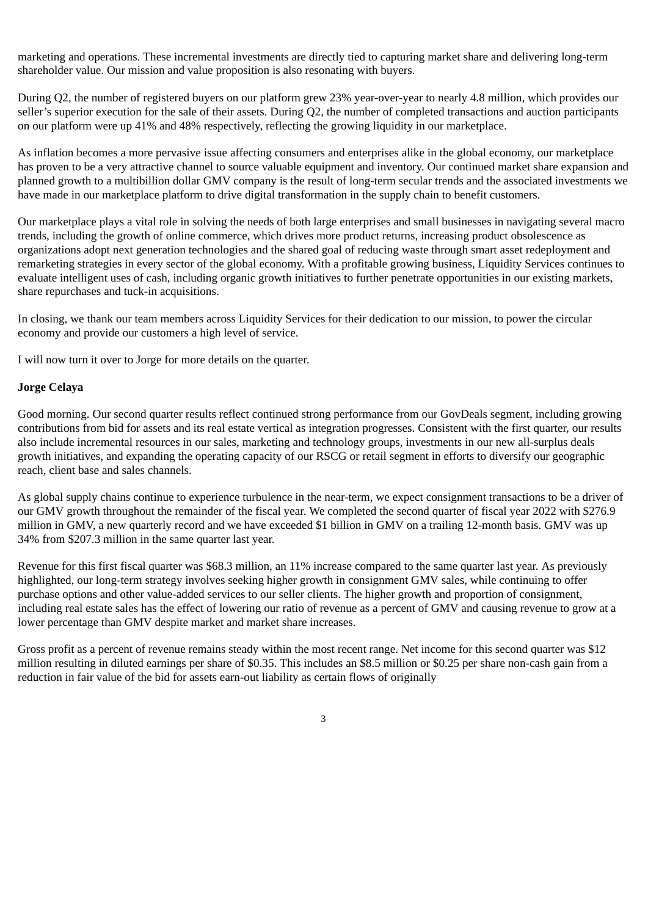marketing and operations. These incremental investments are directly tied to capturing market share and delivering long-term shareholder value. Our mission and value proposition is also resonating with buyers.

During Q2, the number of registered buyers on our platform grew 23% year-over-year to nearly 4.8 million, which provides our seller's superior execution for the sale of their assets. During Q2, the number of completed transactions and auction participants on our platform were up 41% and 48% respectively, reflecting the growing liquidity in our marketplace.

As inflation becomes a more pervasive issue affecting consumers and enterprises alike in the global economy, our marketplace has proven to be a very attractive channel to source valuable equipment and inventory. Our continued market share expansion and planned growth to a multibillion dollar GMV company is the result of long-term secular trends and the associated investments we have made in our marketplace platform to drive digital transformation in the supply chain to benefit customers.

Our marketplace plays a vital role in solving the needs of both large enterprises and small businesses in navigating several macro trends, including the growth of online commerce, which drives more product returns, increasing product obsolescence as organizations adopt next generation technologies and the shared goal of reducing waste through smart asset redeployment and remarketing strategies in every sector of the global economy. With a profitable growing business, Liquidity Services continues to evaluate intelligent uses of cash, including organic growth initiatives to further penetrate opportunities in our existing markets, share repurchases and tuck-in acquisitions.

In closing, we thank our team members across Liquidity Services for their dedication to our mission, to power the circular economy and provide our customers a high level of service.

I will now turn it over to Jorge for more details on the quarter.

**Jorge Celaya**

Good morning. Our second quarter results reflect continued strong performance from our GovDeals segment, including growing contributions from bid for assets and its real estate vertical as integration progresses. Consistent with the first quarter, our results also include incremental resources in our sales, marketing and technology groups, investments in our new all-surplus deals growth initiatives, and expanding the operating capacity of our RSCG or retail segment in efforts to diversify our geographic reach, client base and sales channels.

As global supply chains continue to experience turbulence in the near-term, we expect consignment transactions to be a driver of our GMV growth throughout the remainder of the fiscal year. We completed the second quarter of fiscal year 2022 with $276.9 million in GMV, a new quarterly record and we have exceeded $1 billion in GMV on a trailing 12-month basis. GMV was up 34% from $207.3 million in the same quarter last year.

Revenue for this first fiscal quarter was $68.3 million, an 11% increase compared to the same quarter last year. As previously highlighted, our long-term strategy involves seeking higher growth in consignment GMV sales, while continuing to offer purchase options and other value-added services to our seller clients. The higher growth and proportion of consignment, including real estate sales has the effect of lowering our ratio of revenue as a percent of GMV and causing revenue to grow at a lower percentage than GMV despite market and market share increases.

Gross profit as a percent of revenue remains steady within the most recent range. Net income for this second quarter was $12 million resulting in diluted earnings per share of $0.35. This includes an $8.5 million or $0.25 per share non-cash gain from a reduction in fair value of the bid for assets earn-out liability as certain flows of originally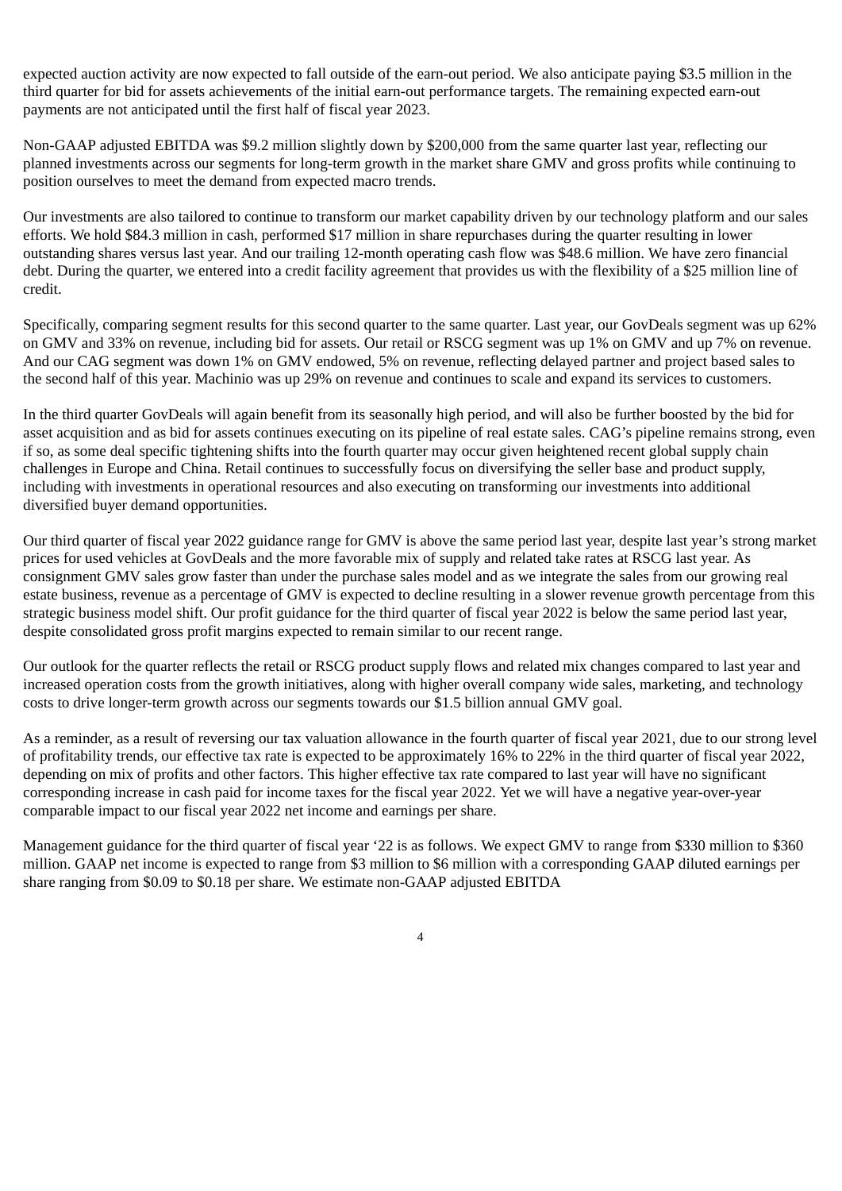expected auction activity are now expected to fall outside of the earn-out period. We also anticipate paying $3.5 million in the third quarter for bid for assets achievements of the initial earn-out performance targets. The remaining expected earn-out payments are not anticipated until the first half of fiscal year 2023.

Non-GAAP adjusted EBITDA was $9.2 million slightly down by $200,000 from the same quarter last year, reflecting our planned investments across our segments for long-term growth in the market share GMV and gross profits while continuing to position ourselves to meet the demand from expected macro trends.

Our investments are also tailored to continue to transform our market capability driven by our technology platform and our sales efforts. We hold $84.3 million in cash, performed $17 million in share repurchases during the quarter resulting in lower outstanding shares versus last year. And our trailing 12-month operating cash flow was $48.6 million. We have zero financial debt. During the quarter, we entered into a credit facility agreement that provides us with the flexibility of a $25 million line of credit.

Specifically, comparing segment results for this second quarter to the same quarter. Last year, our GovDeals segment was up 62% on GMV and 33% on revenue, including bid for assets. Our retail or RSCG segment was up 1% on GMV and up 7% on revenue. And our CAG segment was down 1% on GMV endowed, 5% on revenue, reflecting delayed partner and project based sales to the second half of this year. Machinio was up 29% on revenue and continues to scale and expand its services to customers.

In the third quarter GovDeals will again benefit from its seasonally high period, and will also be further boosted by the bid for asset acquisition and as bid for assets continues executing on its pipeline of real estate sales. CAG's pipeline remains strong, even if so, as some deal specific tightening shifts into the fourth quarter may occur given heightened recent global supply chain challenges in Europe and China. Retail continues to successfully focus on diversifying the seller base and product supply, including with investments in operational resources and also executing on transforming our investments into additional diversified buyer demand opportunities.

Our third quarter of fiscal year 2022 guidance range for GMV is above the same period last year, despite last year's strong market prices for used vehicles at GovDeals and the more favorable mix of supply and related take rates at RSCG last year. As consignment GMV sales grow faster than under the purchase sales model and as we integrate the sales from our growing real estate business, revenue as a percentage of GMV is expected to decline resulting in a slower revenue growth percentage from this strategic business model shift. Our profit guidance for the third quarter of fiscal year 2022 is below the same period last year, despite consolidated gross profit margins expected to remain similar to our recent range.

Our outlook for the quarter reflects the retail or RSCG product supply flows and related mix changes compared to last year and increased operation costs from the growth initiatives, along with higher overall company wide sales, marketing, and technology costs to drive longer-term growth across our segments towards our $1.5 billion annual GMV goal.

As a reminder, as a result of reversing our tax valuation allowance in the fourth quarter of fiscal year 2021, due to our strong level of profitability trends, our effective tax rate is expected to be approximately 16% to 22% in the third quarter of fiscal year 2022, depending on mix of profits and other factors. This higher effective tax rate compared to last year will have no significant corresponding increase in cash paid for income taxes for the fiscal year 2022. Yet we will have a negative year-over-year comparable impact to our fiscal year 2022 net income and earnings per share.

Management guidance for the third quarter of fiscal year '22 is as follows. We expect GMV to range from $330 million to $360 million. GAAP net income is expected to range from $3 million to $6 million with a corresponding GAAP diluted earnings per share ranging from $0.09 to $0.18 per share. We estimate non-GAAP adjusted EBITDA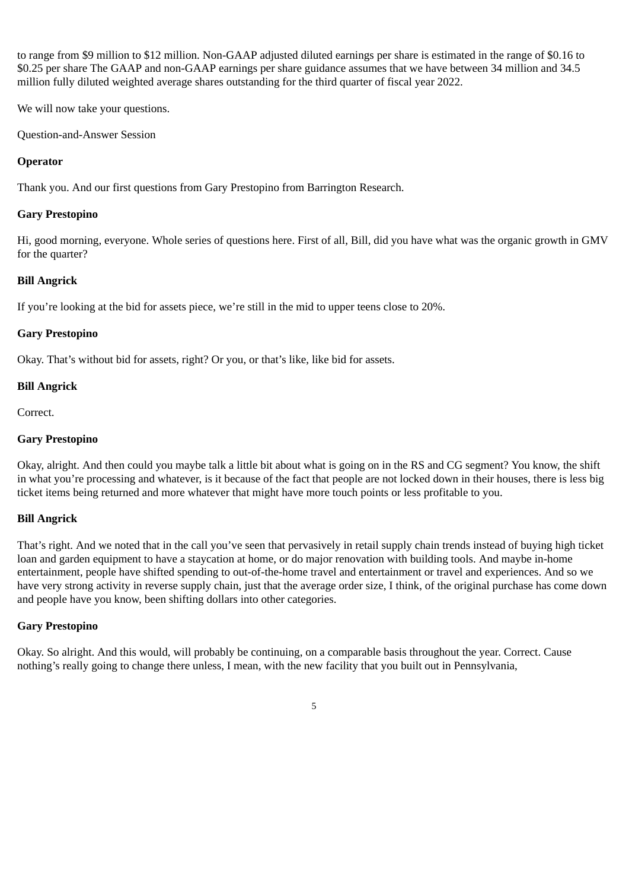to range from $9 million to $12 million. Non-GAAP adjusted diluted earnings per share is estimated in the range of $0.16 to $0.25 per share The GAAP and non-GAAP earnings per share guidance assumes that we have between 34 million and 34.5 million fully diluted weighted average shares outstanding for the third quarter of fiscal year 2022.

We will now take your questions.

Question-and-Answer Session

**Operator**

Thank you. And our first questions from Gary Prestopino from Barrington Research.

**Gary Prestopino**

Hi, good morning, everyone. Whole series of questions here. First of all, Bill, did you have what was the organic growth in GMV for the quarter?

**Bill Angrick**

If you're looking at the bid for assets piece, we're still in the mid to upper teens close to 20%.

**Gary Prestopino**

Okay. That's without bid for assets, right? Or you, or that's like, like bid for assets.

**Bill Angrick**

Correct.

**Gary Prestopino**

Okay, alright. And then could you maybe talk a little bit about what is going on in the RS and CG segment? You know, the shift in what you're processing and whatever, is it because of the fact that people are not locked down in their houses, there is less big ticket items being returned and more whatever that might have more touch points or less profitable to you.

**Bill Angrick**

That's right. And we noted that in the call you've seen that pervasively in retail supply chain trends instead of buying high ticket loan and garden equipment to have a staycation at home, or do major renovation with building tools. And maybe in-home entertainment, people have shifted spending to out-of-the-home travel and entertainment or travel and experiences. And so we have very strong activity in reverse supply chain, just that the average order size, I think, of the original purchase has come down and people have you know, been shifting dollars into other categories.

**Gary Prestopino**

Okay. So alright. And this would, will probably be continuing, on a comparable basis throughout the year. Correct. Cause nothing's really going to change there unless, I mean, with the new facility that you built out in Pennsylvania,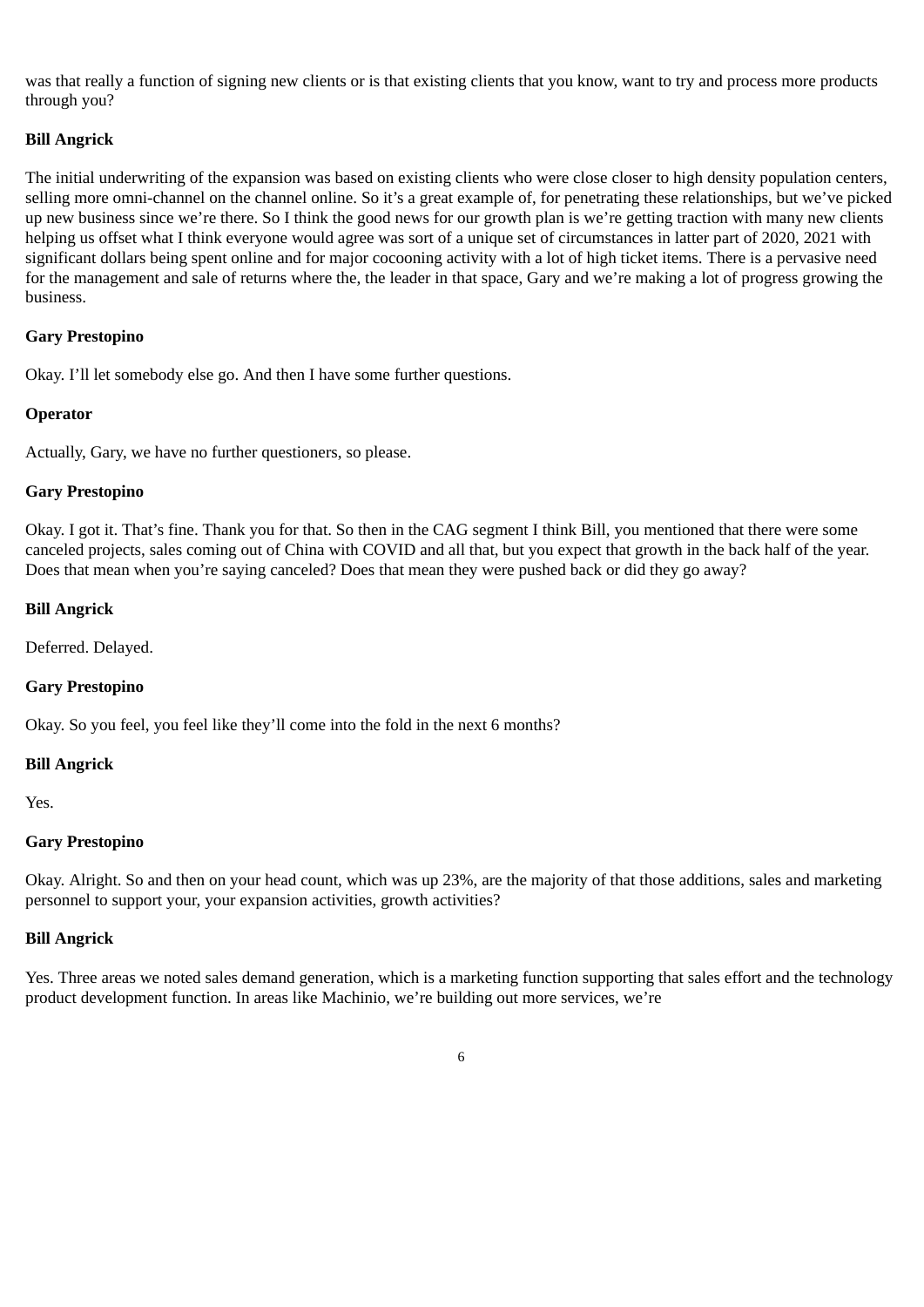was that really a function of signing new clients or is that existing clients that you know, want to try and process more products through you?

**Bill Angrick**

The initial underwriting of the expansion was based on existing clients who were close closer to high density population centers, selling more omni-channel on the channel online. So it's a great example of, for penetrating these relationships, but we've picked up new business since we're there. So I think the good news for our growth plan is we're getting traction with many new clients helping us offset what I think everyone would agree was sort of a unique set of circumstances in latter part of 2020, 2021 with significant dollars being spent online and for major cocooning activity with a lot of high ticket items. There is a pervasive need for the management and sale of returns where the, the leader in that space, Gary and we're making a lot of progress growing the business.

**Gary Prestopino**

Okay. I'll let somebody else go. And then I have some further questions.

**Operator**

Actually, Gary, we have no further questioners, so please.

**Gary Prestopino**

Okay. I got it. That's fine. Thank you for that. So then in the CAG segment I think Bill, you mentioned that there were some canceled projects, sales coming out of China with COVID and all that, but you expect that growth in the back half of the year. Does that mean when you're saying canceled? Does that mean they were pushed back or did they go away?

**Bill Angrick**

Deferred. Delayed.

**Gary Prestopino**

Okay. So you feel, you feel like they'll come into the fold in the next 6 months?

**Bill Angrick**

Yes.

**Gary Prestopino**

Okay. Alright. So and then on your head count, which was up 23%, are the majority of that those additions, sales and marketing personnel to support your, your expansion activities, growth activities?

**Bill Angrick**

Yes. Three areas we noted sales demand generation, which is a marketing function supporting that sales effort and the technology product development function. In areas like Machinio, we're building out more services, we're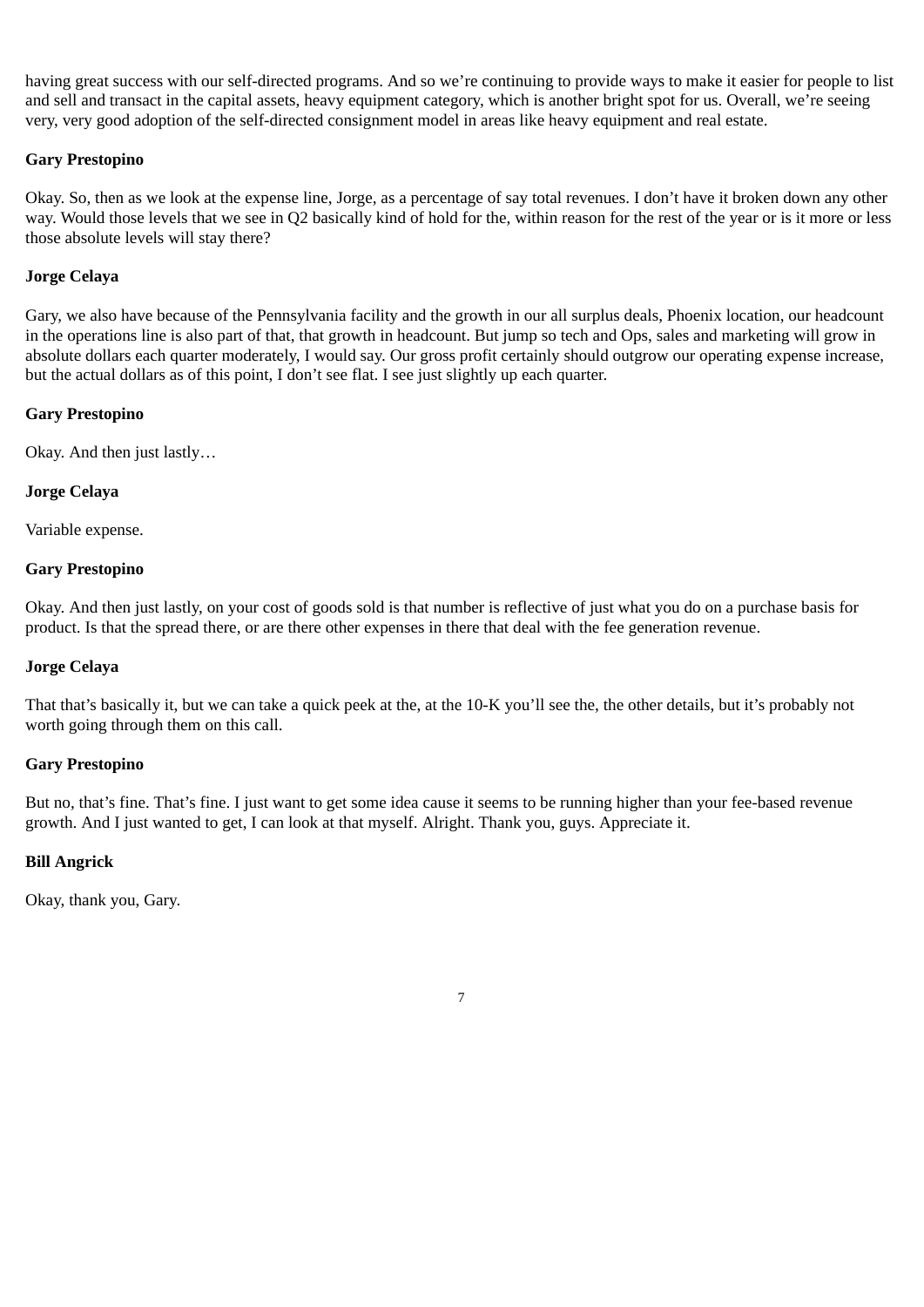having great success with our self-directed programs. And so we're continuing to provide ways to make it easier for people to list and sell and transact in the capital assets, heavy equipment category, which is another bright spot for us. Overall, we're seeing very, very good adoption of the self-directed consignment model in areas like heavy equipment and real estate.

**Gary Prestopino**

Okay. So, then as we look at the expense line, Jorge, as a percentage of say total revenues. I don't have it broken down any other way. Would those levels that we see in Q2 basically kind of hold for the, within reason for the rest of the year or is it more or less those absolute levels will stay there?

**Jorge Celaya**

Gary, we also have because of the Pennsylvania facility and the growth in our all surplus deals, Phoenix location, our headcount in the operations line is also part of that, that growth in headcount. But jump so tech and Ops, sales and marketing will grow in absolute dollars each quarter moderately, I would say. Our gross profit certainly should outgrow our operating expense increase, but the actual dollars as of this point, I don't see flat. I see just slightly up each quarter.

**Gary Prestopino**

Okay. And then just lastly…

**Jorge Celaya**

Variable expense.

**Gary Prestopino**

Okay. And then just lastly, on your cost of goods sold is that number is reflective of just what you do on a purchase basis for product. Is that the spread there, or are there other expenses in there that deal with the fee generation revenue.

**Jorge Celaya**

That that's basically it, but we can take a quick peek at the, at the 10-K you'll see the, the other details, but it's probably not worth going through them on this call.

**Gary Prestopino**

But no, that's fine. That's fine. I just want to get some idea cause it seems to be running higher than your fee-based revenue growth. And I just wanted to get, I can look at that myself. Alright. Thank you, guys. Appreciate it.

**Bill Angrick**

Okay, thank you, Gary.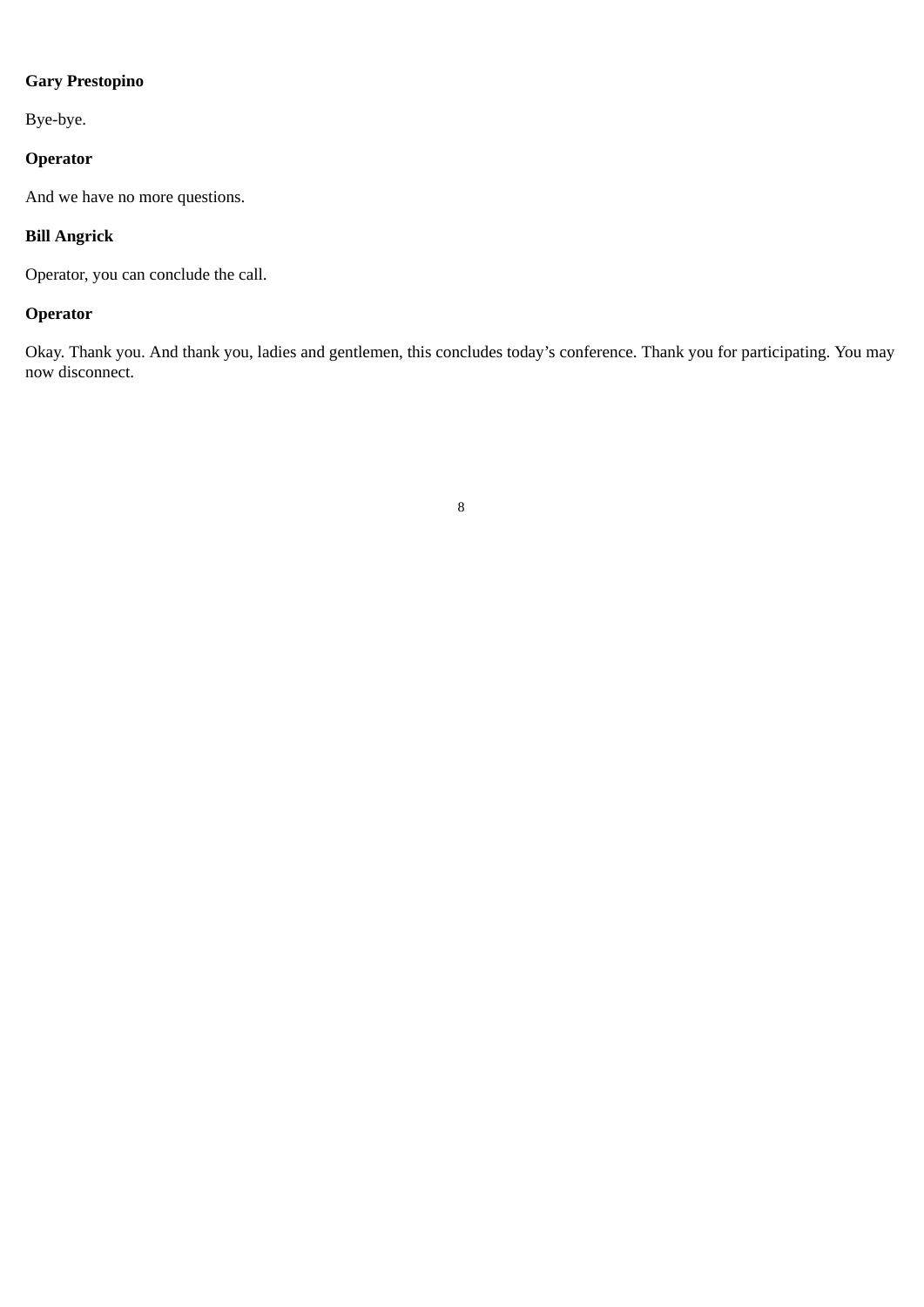**Gary Prestopino**

Bye-bye.

**Operator**

And we have no more questions.

**Bill Angrick**

Operator, you can conclude the call.

**Operator**

Okay. Thank you. And thank you, ladies and gentlemen, this concludes today’s conference. Thank you for participating. You may now disconnect.